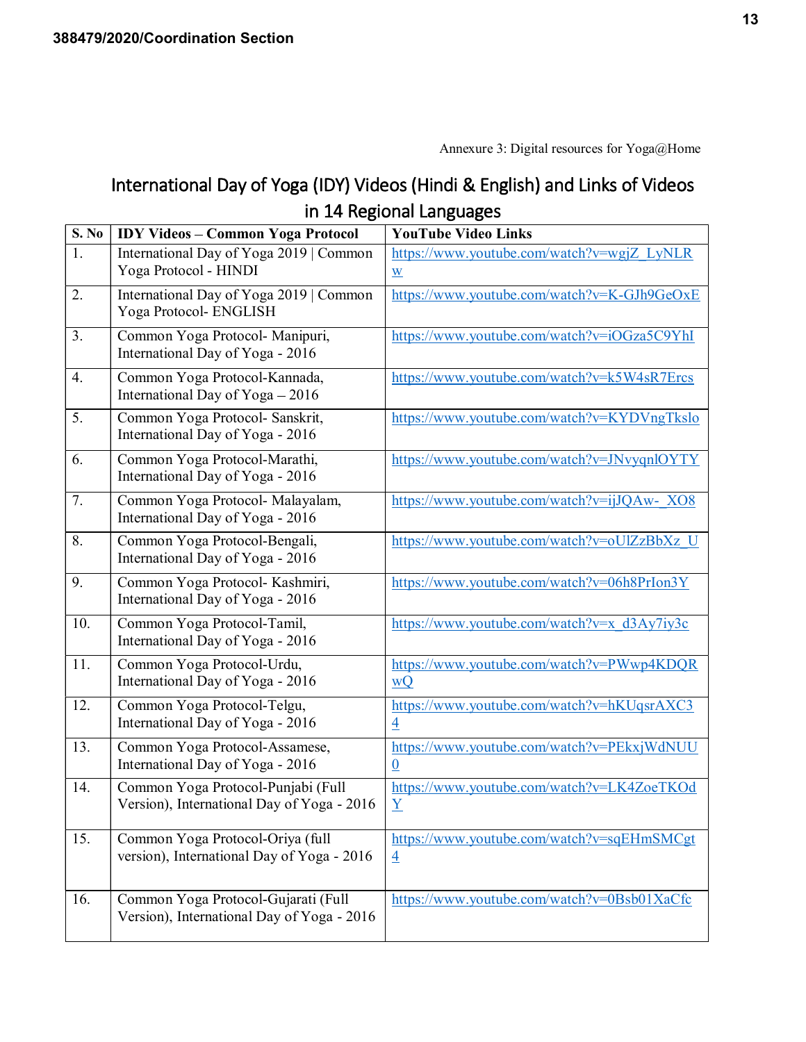388479/2020/Coordination Section

Annexure 3: Digital resources for Yoga@Home

## International Day of Yoga (IDY) Videos (Hindi & English) and Links of Videos in 14 Regional Languages

| S. No | IDY Videos – Common Yoga Protocol | YouTube Video Links |
|---|---|---|
| 1. | International Day of Yoga 2019 \| Common Yoga Protocol - HINDI | https://www.youtube.com/watch?v=wgjZ_LyNLRw |
| 2. | International Day of Yoga 2019 \| Common Yoga Protocol- ENGLISH | https://www.youtube.com/watch?v=K-GJh9GeOxE |
| 3. | Common Yoga Protocol- Manipuri, International Day of Yoga - 2016 | https://www.youtube.com/watch?v=iOGza5C9YhI |
| 4. | Common Yoga Protocol-Kannada, International Day of Yoga – 2016 | https://www.youtube.com/watch?v=k5W4sR7Ercs |
| 5. | Common Yoga Protocol- Sanskrit, International Day of Yoga - 2016 | https://www.youtube.com/watch?v=KYDVngTkslo |
| 6. | Common Yoga Protocol-Marathi, International Day of Yoga - 2016 | https://www.youtube.com/watch?v=JNvyqnlOYTY |
| 7. | Common Yoga Protocol- Malayalam, International Day of Yoga - 2016 | https://www.youtube.com/watch?v=ijJQAw-_XO8 |
| 8. | Common Yoga Protocol-Bengali, International Day of Yoga - 2016 | https://www.youtube.com/watch?v=oUlZzBbXz_U |
| 9. | Common Yoga Protocol- Kashmiri, International Day of Yoga - 2016 | https://www.youtube.com/watch?v=06h8PrIon3Y |
| 10. | Common Yoga Protocol-Tamil, International Day of Yoga - 2016 | https://www.youtube.com/watch?v=x_d3Ay7iy3c |
| 11. | Common Yoga Protocol-Urdu, International Day of Yoga - 2016 | https://www.youtube.com/watch?v=PWwp4KDQRwQ |
| 12. | Common Yoga Protocol-Telgu, International Day of Yoga - 2016 | https://www.youtube.com/watch?v=hKUqsrAXC34 |
| 13. | Common Yoga Protocol-Assamese, International Day of Yoga - 2016 | https://www.youtube.com/watch?v=PEkxjWdNUU0 |
| 14. | Common Yoga Protocol-Punjabi (Full Version), International Day of Yoga - 2016 | https://www.youtube.com/watch?v=LK4ZoeTKOdY |
| 15. | Common Yoga Protocol-Oriya (full version), International Day of Yoga - 2016 | https://www.youtube.com/watch?v=sqEHmSMCgt4 |
| 16. | Common Yoga Protocol-Gujarati (Full Version), International Day of Yoga - 2016 | https://www.youtube.com/watch?v=0Bsb01XaCfc |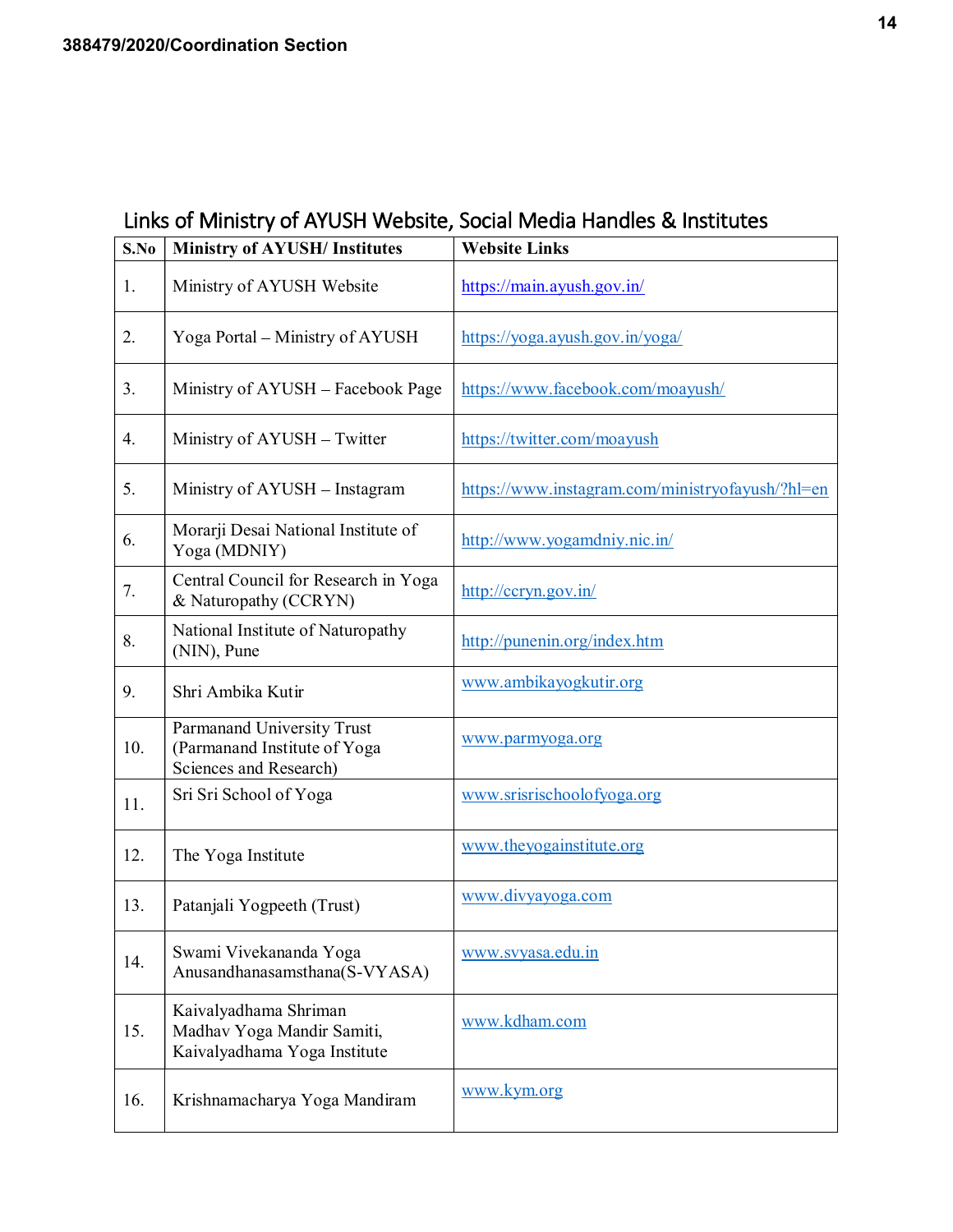388479/2020/Coordination Section

## Links of Ministry of AYUSH Website, Social Media Handles & Institutes

| S.No | Ministry of AYUSH/ Institutes | Website Links |
|---|---|---|
| 1. | Ministry of AYUSH Website | https://main.ayush.gov.in/ |
| 2. | Yoga Portal – Ministry of AYUSH | https://yoga.ayush.gov.in/yoga/ |
| 3. | Ministry of AYUSH – Facebook Page | https://www.facebook.com/moayush/ |
| 4. | Ministry of AYUSH – Twitter | https://twitter.com/moayush |
| 5. | Ministry of AYUSH – Instagram | https://www.instagram.com/ministryofayush/?hl=en |
| 6. | Morarji Desai National Institute of Yoga (MDNIY) | http://www.yogamdniy.nic.in/ |
| 7. | Central Council for Research in Yoga & Naturopathy (CCRYN) | http://ccryn.gov.in/ |
| 8. | National Institute of Naturopathy (NIN), Pune | http://punenin.org/index.htm |
| 9. | Shri Ambika Kutir | www.ambikayogkutir.org |
| 10. | Parmanand University Trust (Parmanand Institute of Yoga Sciences and Research) | www.parmyoga.org |
| 11. | Sri Sri School of Yoga | www.srisrischoolofyoga.org |
| 12. | The Yoga Institute | www.theyogainstitute.org |
| 13. | Patanjali Yogpeeth (Trust) | www.divyayoga.com |
| 14. | Swami Vivekananda Yoga Anusandhanasamsthana(S-VYASA) | www.svyasa.edu.in |
| 15. | Kaivalyadhama Shriman Madhav Yoga Mandir Samiti, Kaivalyadhama Yoga Institute | www.kdham.com |
| 16. | Krishnamacharya Yoga Mandiram | www.kym.org |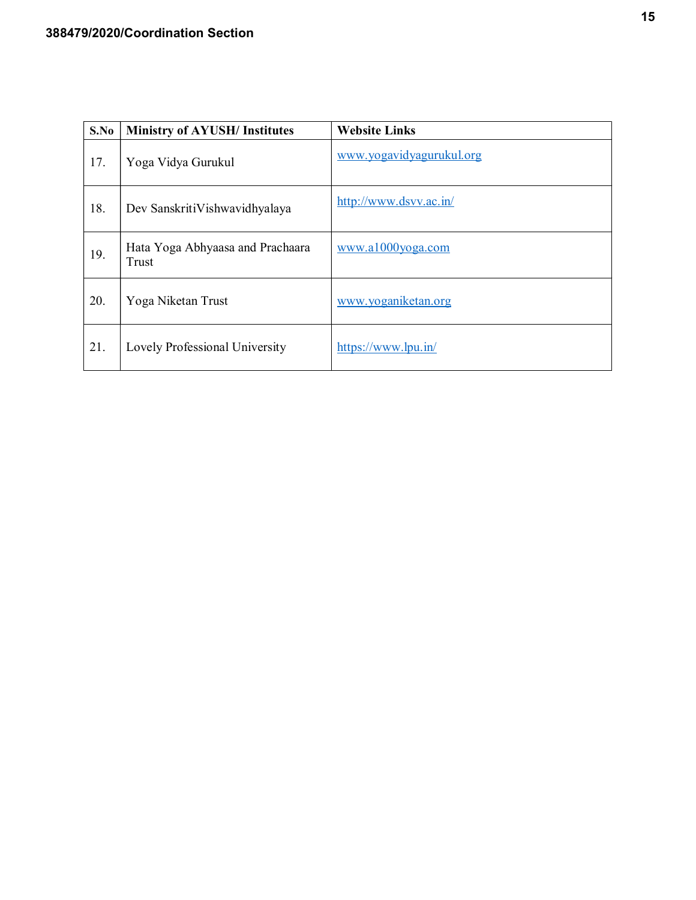| S.No | Ministry of AYUSH/ Institutes | Website Links |
|---|---|---|
| 17. | Yoga Vidya Gurukul | www.yogavidyagurukul.org |
| 18. | Dev SanskritiVishwavidhyalaya | http://www.dsvv.ac.in/ |
| 19. | Hata Yoga Abhyaasa and Prachaara Trust | www.a1000yoga.com |
| 20. | Yoga Niketan Trust | www.yoganiketan.org |
| 21. | Lovely Professional University | https://www.lpu.in/ |